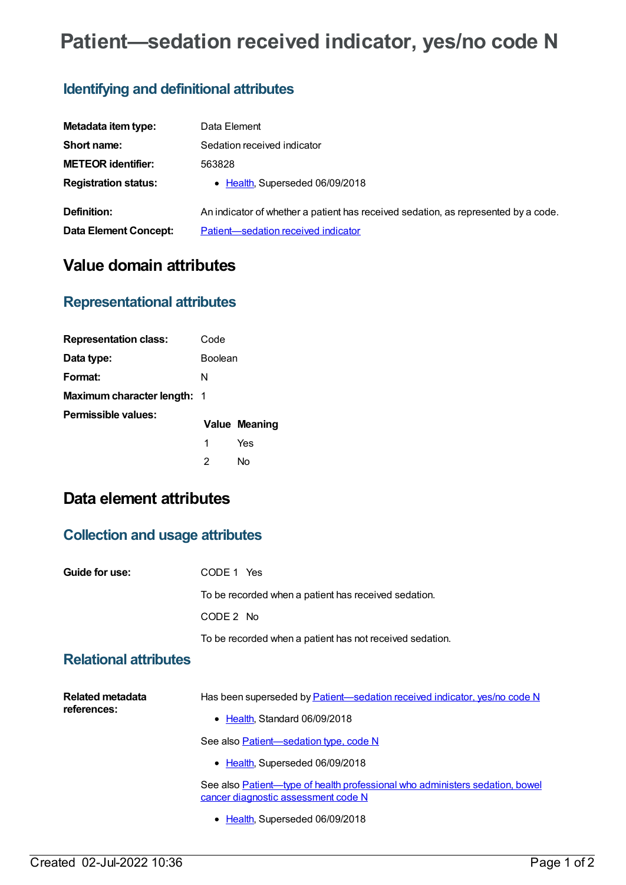# Patient—sedation received indicator, yes/no code N

## Identifying and definitional attributes

| | |
|---|---|
| **Metadata item type:** | Data Element |
| **Short name:** | Sedation received indicator |
| **METEOR identifier:** | 563828 |
| **Registration status:** | • Health, Superseded 06/09/2018 |
| **Definition:** | An indicator of whether a patient has received sedation, as represented by a code. |
| **Data Element Concept:** | Patient—sedation received indicator |

# Value domain attributes

## Representational attributes

| | |
|---|---|
| **Representation class:** | Code |
| **Data type:** | Boolean |
| **Format:** | N |
| **Maximum character length:** | 1 |

**Permissible values:**

| Value | Meaning |
|---|---|
| 1 | Yes |
| 2 | No |

# Data element attributes

## Collection and usage attributes

**Guide for use:**

CODE 1 Yes

To be recorded when a patient has received sedation.

CODE 2 No

To be recorded when a patient has not received sedation.

## Relational attributes

**Related metadata references:**

Has been superseded by Patient—sedation received indicator, yes/no code N

- Health, Standard 06/09/2018

See also Patient—sedation type, code N

- Health, Superseded 06/09/2018

See also Patient—type of health professional who administers sedation, bowel cancer diagnostic assessment code N

- Health, Superseded 06/09/2018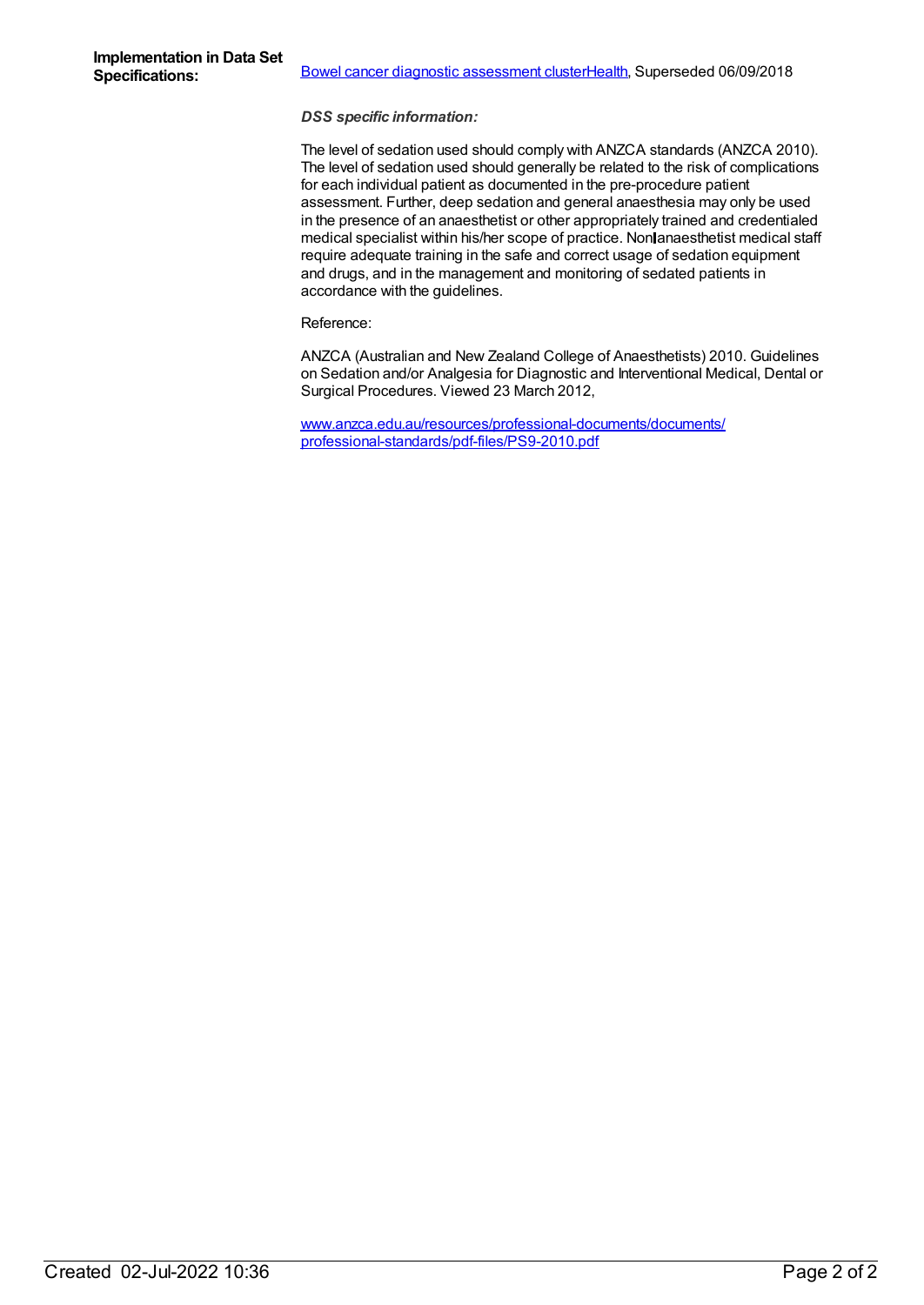**Implementation in Data Set Specifications:**

[Bowel cancer diagnostic assessment clusterHealth](), Superseded 06/09/2018

*DSS specific information:*

The level of sedation used should comply with ANZCA standards (ANZCA 2010). The level of sedation used should generally be related to the risk of complications for each individual patient as documented in the pre-procedure patient assessment. Further, deep sedation and general anaesthesia may only be used in the presence of an anaesthetist or other appropriately trained and credentialed medical specialist within his/her scope of practice. Non‑anaesthetist medical staff require adequate training in the safe and correct usage of sedation equipment and drugs, and in the management and monitoring of sedated patients in accordance with the guidelines.

Reference:

ANZCA (Australian and New Zealand College of Anaesthetists) 2010. Guidelines on Sedation and/or Analgesia for Diagnostic and Interventional Medical, Dental or Surgical Procedures. Viewed 23 March 2012,

[www.anzca.edu.au/resources/professional-documents/documents/professional-standards/pdf-files/PS9-2010.pdf]()